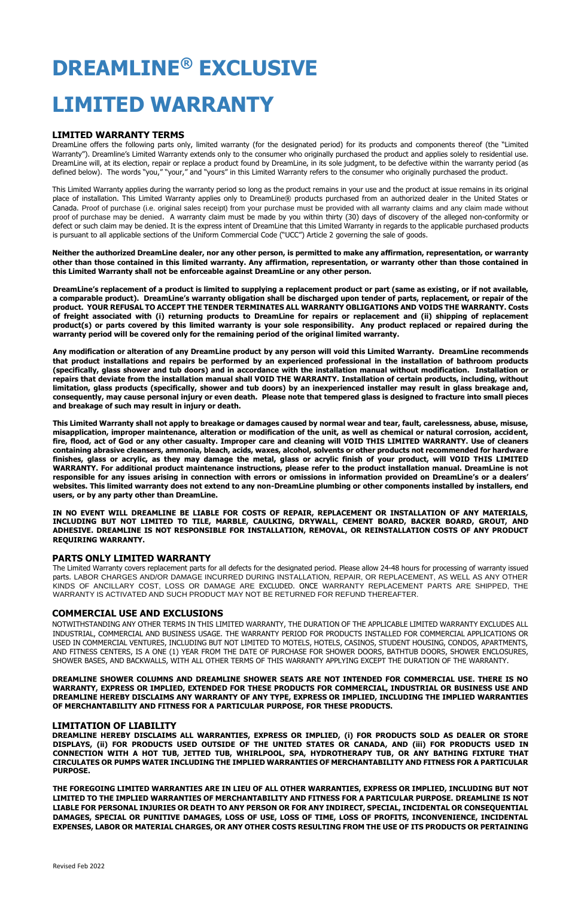# DREAMLINE® EXCLUSIVE

# LIMITED WARRANTY

## LIMITED WARRANTY TERMS

DreamLine offers the following parts only, limited warranty (for the designated period) for its products and components thereof (the "Limited Warranty"). Dreamline's Limited Warranty extends only to the consumer who originally purchased the product and applies solely to residential use. DreamLine will, at its election, repair or replace a product found by DreamLine, in its sole judgment, to be defective within the warranty period (as defined below). The words "you," "your," and "yours" in this Limited Warranty refers to the consumer who originally purchased the product.

This Limited Warranty applies during the warranty period so long as the product remains in your use and the product at issue remains in its original place of installation. This Limited Warranty applies only to DreamLine® products purchased from an authorized dealer in the United States or Canada. Proof of purchase (i.e. original sales receipt) from your purchase must be provided with all warranty claims and any claim made without proof of purchase may be denied. A warranty claim must be made by you within thirty (30) days of discovery of the alleged non-conformity or defect or such claim may be denied. It is the express intent of DreamLine that this Limited Warranty in regards to the applicable purchased products is pursuant to all applicable sections of the Uniform Commercial Code ("UCC") Article 2 governing the sale of goods.

**Neither the authorized DreamLine dealer, nor any other person, is permitted to make any affirmation, representation, or warranty other than those contained in this limited warranty. Any affirmation, representation, or warranty other than those contained in this Limited Warranty shall not be enforceable against DreamLine or any other person.**

**DreamLine's replacement of a product is limited to supplying a replacement product or part (same as existing, or if not available, a comparable product). DreamLine's warranty obligation shall be discharged upon tender of parts, replacement, or repair of the product. YOUR REFUSAL TO ACCEPT THE TENDER TERMINATES ALL WARRANTY OBLIGATIONS AND VOIDS THE WARRANTY. Costs of freight associated with (i) returning products to DreamLine for repairs or replacement and (ii) shipping of replacement product(s) or parts covered by this limited warranty is your sole responsibility. Any product replaced or repaired during the warranty period will be covered only for the remaining period of the original limited warranty.**

**Any modification or alteration of any DreamLine product by any person will void this Limited Warranty. DreamLine recommends that product installations and repairs be performed by an experienced professional in the installation of bathroom products (specifically, glass shower and tub doors) and in accordance with the installation manual without modification. Installation or repairs that deviate from the installation manual shall VOID THE WARRANTY. Installation of certain products, including, without limitation, glass products (specifically, shower and tub doors) by an inexperienced installer may result in glass breakage and, consequently, may cause personal injury or even death. Please note that tempered glass is designed to fracture into small pieces and breakage of such may result in injury or death.**

**This Limited Warranty shall not apply to breakage or damages caused by normal wear and tear, fault, carelessness, abuse, misuse, misapplication, improper maintenance, alteration or modification of the unit, as well as chemical or natural corrosion, accident, fire, flood, act of God or any other casualty. Improper care and cleaning will VOID THIS LIMITED WARRANTY. Use of cleaners containing abrasive cleansers, ammonia, bleach, acids, waxes, alcohol, solvents or other products not recommended for hardware finishes, glass or acrylic, as they may damage the metal, glass or acrylic finish of your product, will VOID THIS LIMITED WARRANTY. For additional product maintenance instructions, please refer to the product installation manual. DreamLine is not responsible for any issues arising in connection with errors or omissions in information provided on DreamLine's or a dealers' websites. This limited warranty does not extend to any non-DreamLine plumbing or other components installed by installers, end users, or by any party other than DreamLine.**

**IN NO EVENT WILL DREAMLINE BE LIABLE FOR COSTS OF REPAIR, REPLACEMENT OR INSTALLATION OF ANY MATERIALS, INCLUDING BUT NOT LIMITED TO TILE, MARBLE, CAULKING, DRYWALL, CEMENT BOARD, BACKER BOARD, GROUT, AND ADHESIVE. DREAMLINE IS NOT RESPONSIBLE FOR INSTALLATION, REMOVAL, OR REINSTALLATION COSTS OF ANY PRODUCT REQUIRING WARRANTY.**

## PARTS ONLY LIMITED WARRANTY

The Limited Warranty covers replacement parts for all defects for the designated period. Please allow 24-48 hours for processing of warranty issued parts. LABOR CHARGES AND/OR DAMAGE INCURRED DURING INSTALLATION, REPAIR, OR REPLACEMENT, AS WELL AS ANY OTHER KINDS OF ANCILLARY COST, LOSS OR DAMAGE ARE EXCLUDED. ONCE WARRANTY REPLACEMENT PARTS ARE SHIPPED, THE WARRANTY IS ACTIVATED AND SUCH PRODUCT MAY NOT BE RETURNED FOR REFUND THEREAFTER.

## COMMERCIAL USE AND EXCLUSIONS

NOTWITHSTANDING ANY OTHER TERMS IN THIS LIMITED WARRANTY, THE DURATION OF THE APPLICABLE LIMITED WARRANTY EXCLUDES ALL INDUSTRIAL, COMMERCIAL AND BUSINESS USAGE. THE WARRANTY PERIOD FOR PRODUCTS INSTALLED FOR COMMERCIAL APPLICATIONS OR USED IN COMMERCIAL VENTURES, INCLUDING BUT NOT LIMITED TO MOTELS, HOTELS, CASINOS, STUDENT HOUSING, CONDOS, APARTMENTS, AND FITNESS CENTERS, IS A ONE (1) YEAR FROM THE DATE OF PURCHASE FOR SHOWER DOORS, BATHTUB DOORS, SHOWER ENCLOSURES, SHOWER BASES, AND BACKWALLS, WITH ALL OTHER TERMS OF THIS WARRANTY APPLYING EXCEPT THE DURATION OF THE WARRANTY.

**DREAMLINE SHOWER COLUMNS AND DREAMLINE SHOWER SEATS ARE NOT INTENDED FOR COMMERCIAL USE. THERE IS NO WARRANTY, EXPRESS OR IMPLIED, EXTENDED FOR THESE PRODUCTS FOR COMMERCIAL, INDUSTRIAL OR BUSINESS USE AND DREAMLINE HEREBY DISCLAIMS ANY WARRANTY OF ANY TYPE, EXPRESS OR IMPLIED, INCLUDING THE IMPLIED WARRANTIES OF MERCHANTABILITY AND FITNESS FOR A PARTICULAR PURPOSE, FOR THESE PRODUCTS.**

## LIMITATION OF LIABILITY

**DREAMLINE HEREBY DISCLAIMS ALL WARRANTIES, EXPRESS OR IMPLIED, (i) FOR PRODUCTS SOLD AS DEALER OR STORE DISPLAYS, (ii) FOR PRODUCTS USED OUTSIDE OF THE UNITED STATES OR CANADA, AND (iii) FOR PRODUCTS USED IN CONNECTION WITH A HOT TUB, JETTED TUB, WHIRLPOOL, SPA, HYDROTHERAPY TUB, OR ANY BATHING FIXTURE THAT CIRCULATES OR PUMPS WATER INCLUDING THE IMPLIED WARRANTIES OF MERCHANTABILITY AND FITNESS FOR A PARTICULAR PURPOSE.**

**THE FOREGOING LIMITED WARRANTIES ARE IN LIEU OF ALL OTHER WARRANTIES, EXPRESS OR IMPLIED, INCLUDING BUT NOT LIMITED TO THE IMPLIED WARRANTIES OF MERCHANTABILITY AND FITNESS FOR A PARTICULAR PURPOSE. DREAMLINE IS NOT LIABLE FOR PERSONAL INJURIES OR DEATH TO ANY PERSON OR FOR ANY INDIRECT, SPECIAL, INCIDENTAL OR CONSEQUENTIAL DAMAGES, SPECIAL OR PUNITIVE DAMAGES, LOSS OF USE, LOSS OF TIME, LOSS OF PROFITS, INCONVENIENCE, INCIDENTAL EXPENSES, LABOR OR MATERIAL CHARGES, OR ANY OTHER COSTS RESULTING FROM THE USE OF ITS PRODUCTS OR PERTAINING**

Revised Feb 2022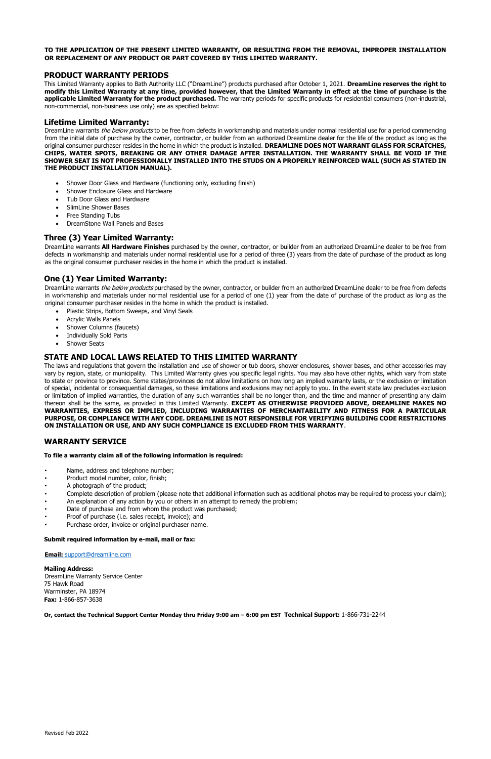**TO THE APPLICATION OF THE PRESENT LIMITED WARRANTY, OR RESULTING FROM THE REMOVAL, IMPROPER INSTALLATION OR REPLACEMENT OF ANY PRODUCT OR PART COVERED BY THIS LIMITED WARRANTY.**

## PRODUCT WARRANTY PERIODS

This Limited Warranty applies to Bath Authority LLC ("DreamLine") products purchased after October 1, 2021. **DreamLine reserves the right to modify this Limited Warranty at any time, provided however, that the Limited Warranty in effect at the time of purchase is the applicable Limited Warranty for the product purchased.** The warranty periods for specific products for residential consumers (non-industrial, non-commercial, non-business use only) are as specified below:

### Lifetime Limited Warranty:

DreamLine warrants *the below products* to be free from defects in workmanship and materials under normal residential use for a period commencing from the initial date of purchase by the owner, contractor, or builder from an authorized DreamLine dealer for the life of the product as long as the original consumer purchaser resides in the home in which the product is installed. **DREAMLINE DOES NOT WARRANT GLASS FOR SCRATCHES, CHIPS, WATER SPOTS, BREAKING OR ANY OTHER DAMAGE AFTER INSTALLATION. THE WARRANTY SHALL BE VOID IF THE SHOWER SEAT IS NOT PROFESSIONALLY INSTALLED INTO THE STUDS ON A PROPERLY REINFORCED WALL (SUCH AS STATED IN THE PRODUCT INSTALLATION MANUAL).**

- Shower Door Glass and Hardware (functioning only, excluding finish)
- Shower Enclosure Glass and Hardware
- Tub Door Glass and Hardware
- SlimLine Shower Bases
- Free Standing Tubs
- DreamStone Wall Panels and Bases

### Three (3) Year Limited Warranty:

DreamLine warrants **All Hardware Finishes** purchased by the owner, contractor, or builder from an authorized DreamLine dealer to be free from defects in workmanship and materials under normal residential use for a period of three (3) years from the date of purchase of the product as long as the original consumer purchaser resides in the home in which the product is installed.

### One (1) Year Limited Warranty:

DreamLine warrants *the below products* purchased by the owner, contractor, or builder from an authorized DreamLine dealer to be free from defects in workmanship and materials under normal residential use for a period of one (1) year from the date of purchase of the product as long as the original consumer purchaser resides in the home in which the product is installed.

- Plastic Strips, Bottom Sweeps, and Vinyl Seals
- Acrylic Walls Panels
- Shower Columns (faucets)
- Individually Sold Parts
- Shower Seats

## STATE AND LOCAL LAWS RELATED TO THIS LIMITED WARRANTY

The laws and regulations that govern the installation and use of shower or tub doors, shower enclosures, shower bases, and other accessories may vary by region, state, or municipality. This Limited Warranty gives you specific legal rights. You may also have other rights, which vary from state to state or province to province. Some states/provinces do not allow limitations on how long an implied warranty lasts, or the exclusion or limitation of special, incidental or consequential damages, so these limitations and exclusions may not apply to you. In the event state law precludes exclusion or limitation of implied warranties, the duration of any such warranties shall be no longer than, and the time and manner of presenting any claim thereon shall be the same, as provided in this Limited Warranty. **EXCEPT AS OTHERWISE PROVIDED ABOVE, DREAMLINE MAKES NO WARRANTIES, EXPRESS OR IMPLIED, INCLUDING WARRANTIES OF MERCHANTABILITY AND FITNESS FOR A PARTICULAR PURPOSE, OR COMPLIANCE WITH ANY CODE. DREAMLINE IS NOT RESPONSIBLE FOR VERIFYING BUILDING CODE RESTRICTIONS ON INSTALLATION OR USE, AND ANY SUCH COMPLIANCE IS EXCLUDED FROM THIS WARRANTY**.

## WARRANTY SERVICE

**To file a warranty claim all of the following information is required:**

- Name, address and telephone number;
- Product model number, color, finish;
- A photograph of the product;
- Complete description of problem (please note that additional information such as additional photos may be required to process your claim);
- An explanation of any action by you or others in an attempt to remedy the problem;
- Date of purchase and from whom the product was purchased;
- Proof of purchase (i.e. sales receipt, invoice); and
- Purchase order, invoice or original purchaser name.

**Submit required information by e-mail, mail or fax:**

**Email:** support@dreamline.com

**Mailing Address:**
DreamLine Warranty Service Center
75 Hawk Road
Warminster, PA 18974
**Fax:** 1-866-857-3638

**Or, contact the Technical Support Center Monday thru Friday 9:00 am – 6:00 pm EST Technical Support:** 1-866-731-2244

Revised Feb 2022